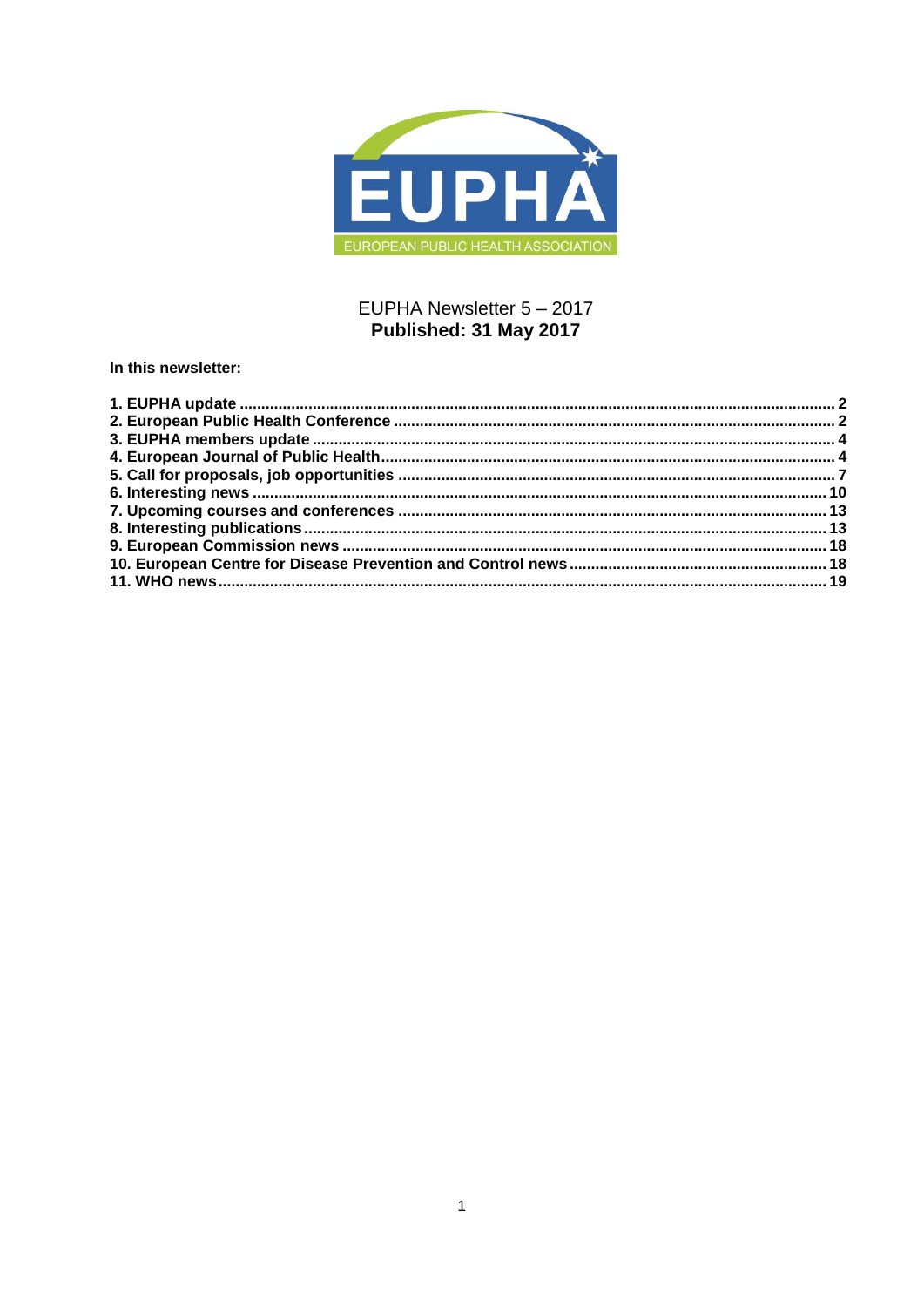EUPHA Newsletter 5 – 2017

**Published: 31 May 2017**

**In this newsletter:**

**1. EUPHA update ... 2**
**2. European Public Health Conference ... 2**
**3. EUPHA members update ... 4**
**4. European Journal of Public Health ... 4**
**5. Call for proposals, job opportunities ... 7**
**6. Interesting news ... 10**
**7. Upcoming courses and conferences ... 13**
**8. Interesting publications ... 13**
**9. European Commission news ... 18**
**10. European Centre for Disease Prevention and Control news ... 18**
**11. WHO news ... 19**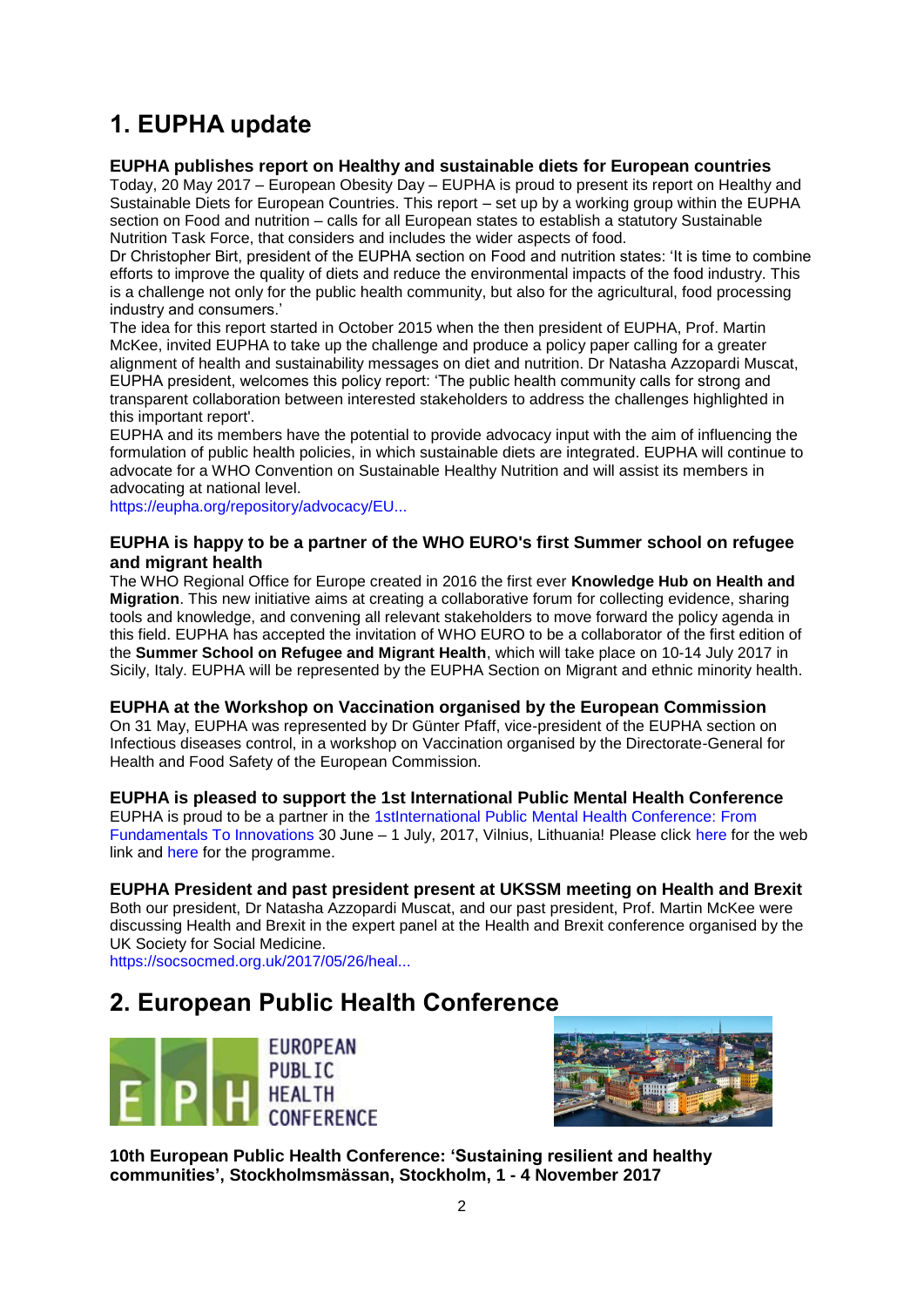# 1. EUPHA update

### EUPHA publishes report on Healthy and sustainable diets for European countries

Today, 20 May 2017 – European Obesity Day – EUPHA is proud to present its report on Healthy and Sustainable Diets for European Countries. This report – set up by a working group within the EUPHA section on Food and nutrition – calls for all European states to establish a statutory Sustainable Nutrition Task Force, that considers and includes the wider aspects of food.

Dr Christopher Birt, president of the EUPHA section on Food and nutrition states: 'It is time to combine efforts to improve the quality of diets and reduce the environmental impacts of the food industry. This is a challenge not only for the public health community, but also for the agricultural, food processing industry and consumers.'

The idea for this report started in October 2015 when the then president of EUPHA, Prof. Martin McKee, invited EUPHA to take up the challenge and produce a policy paper calling for a greater alignment of health and sustainability messages on diet and nutrition. Dr Natasha Azzopardi Muscat, EUPHA president, welcomes this policy report: 'The public health community calls for strong and transparent collaboration between interested stakeholders to address the challenges highlighted in this important report'.

EUPHA and its members have the potential to provide advocacy input with the aim of influencing the formulation of public health policies, in which sustainable diets are integrated. EUPHA will continue to advocate for a WHO Convention on Sustainable Healthy Nutrition and will assist its members in advocating at national level.

https://eupha.org/repository/advocacy/EU...

### EUPHA is happy to be a partner of the WHO EURO's first Summer school on refugee and migrant health

The WHO Regional Office for Europe created in 2016 the first ever **Knowledge Hub on Health and Migration**. This new initiative aims at creating a collaborative forum for collecting evidence, sharing tools and knowledge, and convening all relevant stakeholders to move forward the policy agenda in this field. EUPHA has accepted the invitation of WHO EURO to be a collaborator of the first edition of the **Summer School on Refugee and Migrant Health**, which will take place on 10-14 July 2017 in Sicily, Italy. EUPHA will be represented by the EUPHA Section on Migrant and ethnic minority health.

### EUPHA at the Workshop on Vaccination organised by the European Commission

On 31 May, EUPHA was represented by Dr Günter Pfaff, vice-president of the EUPHA section on Infectious diseases control, in a workshop on Vaccination organised by the Directorate-General for Health and Food Safety of the European Commission.

### EUPHA is pleased to support the 1st International Public Mental Health Conference

EUPHA is proud to be a partner in the 1stInternational Public Mental Health Conference: From Fundamentals To Innovations 30 June – 1 July, 2017, Vilnius, Lithuania! Please click here for the web link and here for the programme.

### EUPHA President and past president present at UKSSM meeting on Health and Brexit

Both our president, Dr Natasha Azzopardi Muscat, and our past president, Prof. Martin McKee were discussing Health and Brexit in the expert panel at the Health and Brexit conference organised by the UK Society for Social Medicine.

https://socsocmed.org.uk/2017/05/26/heal...

# 2. European Public Health Conference

EUROPEAN PUBLIC HEALTH CONFERENCE

**10th European Public Health Conference: 'Sustaining resilient and healthy communities', Stockholmsmässan, Stockholm, 1 - 4 November 2017**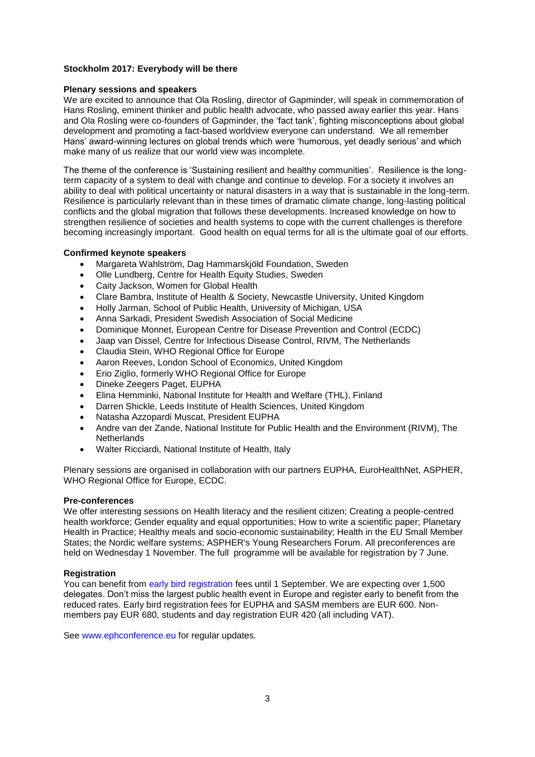**Stockholm 2017: Everybody will be there**

**Plenary sessions and speakers**

We are excited to announce that Ola Rosling, director of Gapminder, will speak in commemoration of Hans Rosling, eminent thinker and public health advocate, who passed away earlier this year. Hans and Ola Rosling were co-founders of Gapminder, the 'fact tank', fighting misconceptions about global development and promoting a fact-based worldview everyone can understand. We all remember Hans' award-winning lectures on global trends which were 'humorous, yet deadly serious' and which make many of us realize that our world view was incomplete.

The theme of the conference is 'Sustaining resilient and healthy communities'. Resilience is the long-term capacity of a system to deal with change and continue to develop. For a society it involves an ability to deal with political uncertainty or natural disasters in a way that is sustainable in the long-term. Resilience is particularly relevant than in these times of dramatic climate change, long-lasting political conflicts and the global migration that follows these developments. Increased knowledge on how to strengthen resilience of societies and health systems to cope with the current challenges is therefore becoming increasingly important. Good health on equal terms for all is the ultimate goal of our efforts.

**Confirmed keynote speakers**

- Margareta Wahlström, Dag Hammarskjöld Foundation, Sweden
- Olle Lundberg, Centre for Health Equity Studies, Sweden
- Caity Jackson, Women for Global Health
- Clare Bambra, Institute of Health & Society, Newcastle University, United Kingdom
- Holly Jarman, School of Public Health, University of Michigan, USA
- Anna Sarkadi, President Swedish Association of Social Medicine
- Dominique Monnet, European Centre for Disease Prevention and Control (ECDC)
- Jaap van Dissel, Centre for Infectious Disease Control, RIVM, The Netherlands
- Claudia Stein, WHO Regional Office for Europe
- Aaron Reeves, London School of Economics, United Kingdom
- Erio Ziglio, formerly WHO Regional Office for Europe
- Dineke Zeegers Paget, EUPHA
- Elina Hemminki, National Institute for Health and Welfare (THL), Finland
- Darren Shickle, Leeds Institute of Health Sciences, United Kingdom
- Natasha Azzopardi Muscat, President EUPHA
- Andre van der Zande, National Institute for Public Health and the Environment (RIVM), The Netherlands
- Walter Ricciardi, National Institute of Health, Italy

Plenary sessions are organised in collaboration with our partners EUPHA, EuroHealthNet, ASPHER, WHO Regional Office for Europe, ECDC.

**Pre-conferences**

We offer interesting sessions on Health literacy and the resilient citizen; Creating a people-centred health workforce; Gender equality and equal opportunities; How to write a scientific paper; Planetary Health in Practice; Healthy meals and socio-economic sustainability; Health in the EU Small Member States; the Nordic welfare systems; ASPHER's Young Researchers Forum. All preconferences are held on Wednesday 1 November. The full programme will be available for registration by 7 June.

**Registration**

You can benefit from early bird registration fees until 1 September. We are expecting over 1,500 delegates. Don't miss the largest public health event in Europe and register early to benefit from the reduced rates. Early bird registration fees for EUPHA and SASM members are EUR 600. Non-members pay EUR 680, students and day registration EUR 420 (all including VAT).

See www.ephconference.eu for regular updates.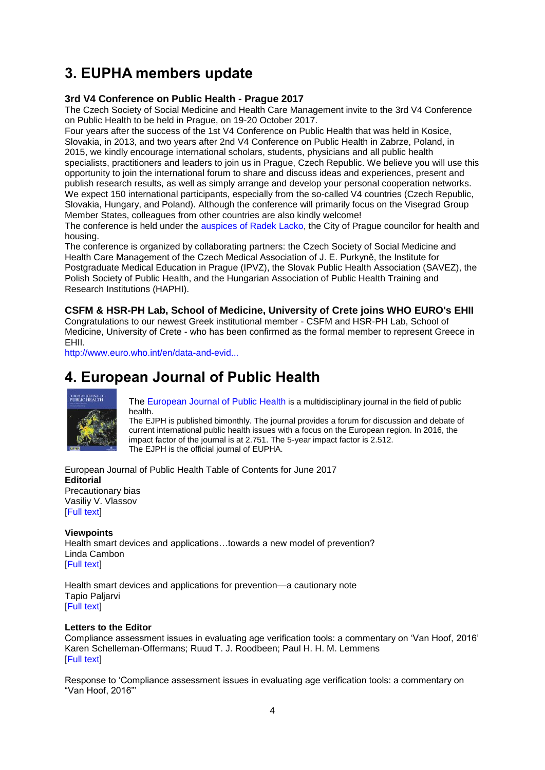# 3. EUPHA members update

### 3rd V4 Conference on Public Health - Prague 2017

The Czech Society of Social Medicine and Health Care Management invite to the 3rd V4 Conference on Public Health to be held in Prague, on 19-20 October 2017.

Four years after the success of the 1st V4 Conference on Public Health that was held in Kosice, Slovakia, in 2013, and two years after 2nd V4 Conference on Public Health in Zabrze, Poland, in 2015, we kindly encourage international scholars, students, physicians and all public health specialists, practitioners and leaders to join us in Prague, Czech Republic. We believe you will use this opportunity to join the international forum to share and discuss ideas and experiences, present and publish research results, as well as simply arrange and develop your personal cooperation networks. We expect 150 international participants, especially from the so-called V4 countries (Czech Republic, Slovakia, Hungary, and Poland). Although the conference will primarily focus on the Visegrad Group Member States, colleagues from other countries are also kindly welcome!

The conference is held under the auspices of Radek Lacko, the City of Prague councilor for health and housing.

The conference is organized by collaborating partners: the Czech Society of Social Medicine and Health Care Management of the Czech Medical Association of J. E. Purkyně, the Institute for Postgraduate Medical Education in Prague (IPVZ), the Slovak Public Health Association (SAVEZ), the Polish Society of Public Health, and the Hungarian Association of Public Health Training and Research Institutions (HAPHI).

### CSFM & HSR-PH Lab, School of Medicine, University of Crete joins WHO EURO's EHII

Congratulations to our newest Greek institutional member - CSFM and HSR-PH Lab, School of Medicine, University of Crete - who has been confirmed as the formal member to represent Greece in EHII.

http://www.euro.who.int/en/data-and-evid...

# 4. European Journal of Public Health

The European Journal of Public Health is a multidisciplinary journal in the field of public health.

The EJPH is published bimonthly. The journal provides a forum for discussion and debate of current international public health issues with a focus on the European region. In 2016, the impact factor of the journal is at 2.751. The 5-year impact factor is 2.512.

The EJPH is the official journal of EUPHA.

European Journal of Public Health Table of Contents for June 2017

**Editorial**

Precautionary bias
Vasiliy V. Vlassov
[Full text]

**Viewpoints**

Health smart devices and applications…towards a new model of prevention?
Linda Cambon
[Full text]

Health smart devices and applications for prevention—a cautionary note
Tapio Paljarvi
[Full text]

**Letters to the Editor**

Compliance assessment issues in evaluating age verification tools: a commentary on 'Van Hoof, 2016'
Karen Schelleman-Offermans; Ruud T. J. Roodbeen; Paul H. H. M. Lemmens
[Full text]

Response to 'Compliance assessment issues in evaluating age verification tools: a commentary on "Van Hoof, 2016"'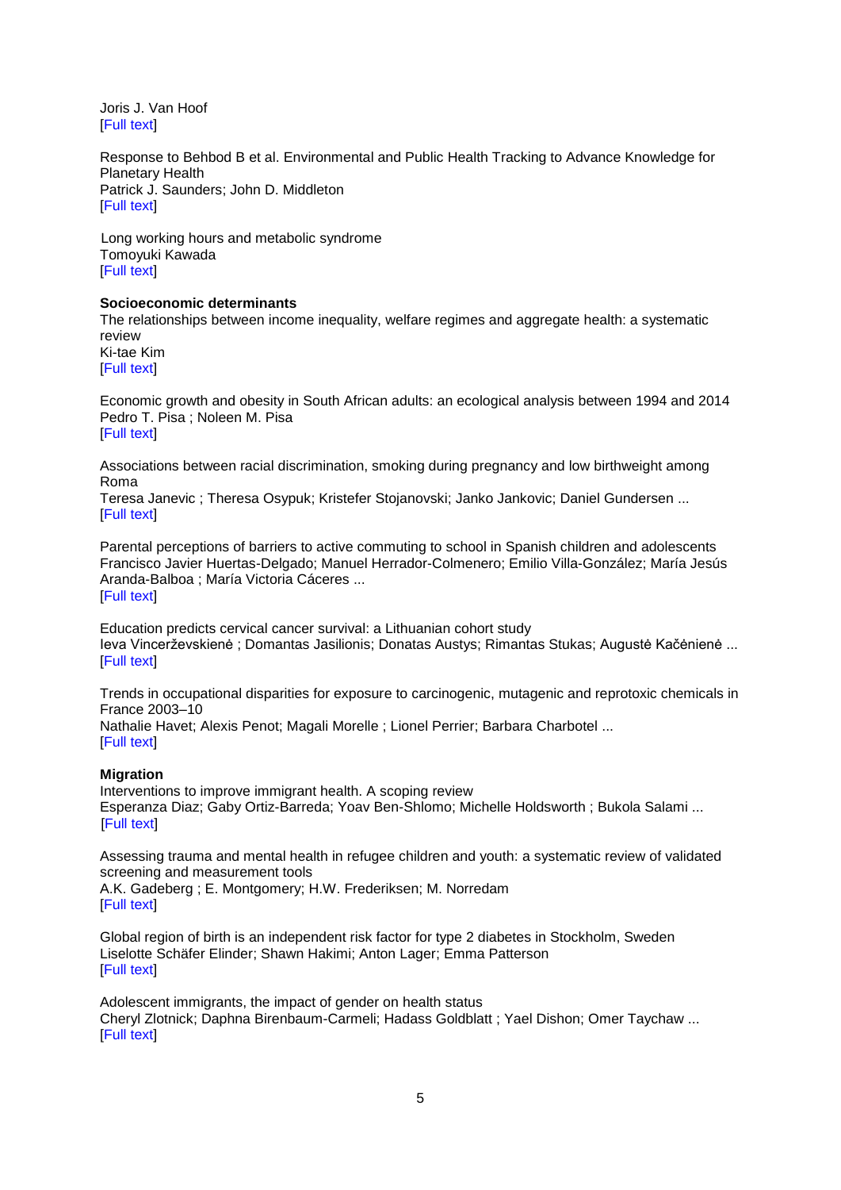Joris J. Van Hoof
[Full text]

Response to Behbod B et al. Environmental and Public Health Tracking to Advance Knowledge for Planetary Health
Patrick J. Saunders; John D. Middleton
[Full text]

Long working hours and metabolic syndrome
Tomoyuki Kawada
[Full text]

**Socioeconomic determinants**

The relationships between income inequality, welfare regimes and aggregate health: a systematic review
Ki-tae Kim
[Full text]

Economic growth and obesity in South African adults: an ecological analysis between 1994 and 2014
Pedro T. Pisa ; Noleen M. Pisa
[Full text]

Associations between racial discrimination, smoking during pregnancy and low birthweight among Roma
Teresa Janevic ; Theresa Osypuk; Kristefer Stojanovski; Janko Jankovic; Daniel Gundersen ...
[Full text]

Parental perceptions of barriers to active commuting to school in Spanish children and adolescents
Francisco Javier Huertas-Delgado; Manuel Herrador-Colmenero; Emilio Villa-González; María Jesús Aranda-Balboa ; María Victoria Cáceres ...
[Full text]

Education predicts cervical cancer survival: a Lithuanian cohort study
Ieva Vincerževskienė ; Domantas Jasilionis; Donatas Austys; Rimantas Stukas; Augustė Kačėnienė ...
[Full text]

Trends in occupational disparities for exposure to carcinogenic, mutagenic and reprotoxic chemicals in France 2003–10
Nathalie Havet; Alexis Penot; Magali Morelle ; Lionel Perrier; Barbara Charbotel ...
[Full text]

**Migration**

Interventions to improve immigrant health. A scoping review
Esperanza Diaz; Gaby Ortiz-Barreda; Yoav Ben-Shlomo; Michelle Holdsworth ; Bukola Salami ...
[Full text]

Assessing trauma and mental health in refugee children and youth: a systematic review of validated screening and measurement tools
A.K. Gadeberg ; E. Montgomery; H.W. Frederiksen; M. Norredam
[Full text]

Global region of birth is an independent risk factor for type 2 diabetes in Stockholm, Sweden
Liselotte Schäfer Elinder; Shawn Hakimi; Anton Lager; Emma Patterson
[Full text]

Adolescent immigrants, the impact of gender on health status
Cheryl Zlotnick; Daphna Birenbaum-Carmeli; Hadass Goldblatt ; Yael Dishon; Omer Taychaw ...
[Full text]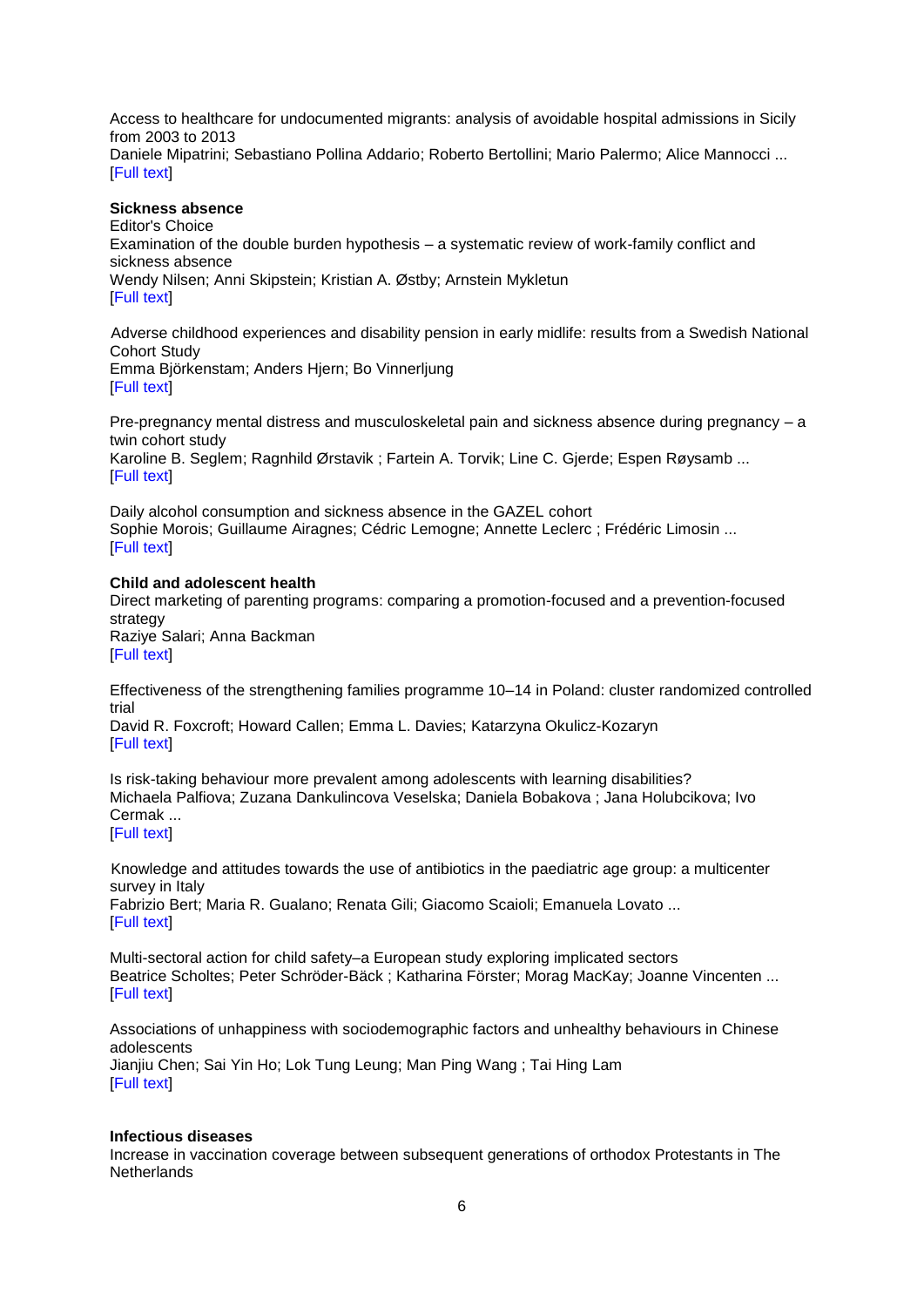Access to healthcare for undocumented migrants: analysis of avoidable hospital admissions in Sicily from 2003 to 2013
Daniele Mipatrini; Sebastiano Pollina Addario; Roberto Bertollini; Mario Palermo; Alice Mannocci ...
[Full text]

**Sickness absence**

Editor's Choice
Examination of the double burden hypothesis – a systematic review of work-family conflict and sickness absence
Wendy Nilsen; Anni Skipstein; Kristian A. Østby; Arnstein Mykletun
[Full text]

Adverse childhood experiences and disability pension in early midlife: results from a Swedish National Cohort Study
Emma Björkenstam; Anders Hjern; Bo Vinnerljung
[Full text]

Pre-pregnancy mental distress and musculoskeletal pain and sickness absence during pregnancy – a twin cohort study
Karoline B. Seglem; Ragnhild Ørstavik ; Fartein A. Torvik; Line C. Gjerde; Espen Røysamb ...
[Full text]

Daily alcohol consumption and sickness absence in the GAZEL cohort
Sophie Morois; Guillaume Airagnes; Cédric Lemogne; Annette Leclerc ; Frédéric Limosin ...
[Full text]

**Child and adolescent health**

Direct marketing of parenting programs: comparing a promotion-focused and a prevention-focused strategy
Raziye Salari; Anna Backman
[Full text]

Effectiveness of the strengthening families programme 10–14 in Poland: cluster randomized controlled trial
David R. Foxcroft; Howard Callen; Emma L. Davies; Katarzyna Okulicz-Kozaryn
[Full text]

Is risk-taking behaviour more prevalent among adolescents with learning disabilities?
Michaela Palfiova; Zuzana Dankulincova Veselska; Daniela Bobakova ; Jana Holubcikova; Ivo Cermak ...
[Full text]

Knowledge and attitudes towards the use of antibiotics in the paediatric age group: a multicenter survey in Italy
Fabrizio Bert; Maria R. Gualano; Renata Gili; Giacomo Scaioli; Emanuela Lovato ...
[Full text]

Multi-sectoral action for child safety–a European study exploring implicated sectors
Beatrice Scholtes; Peter Schröder-Bäck ; Katharina Förster; Morag MacKay; Joanne Vincenten ...
[Full text]

Associations of unhappiness with sociodemographic factors and unhealthy behaviours in Chinese adolescents
Jianjiu Chen; Sai Yin Ho; Lok Tung Leung; Man Ping Wang ; Tai Hing Lam
[Full text]

**Infectious diseases**

Increase in vaccination coverage between subsequent generations of orthodox Protestants in The Netherlands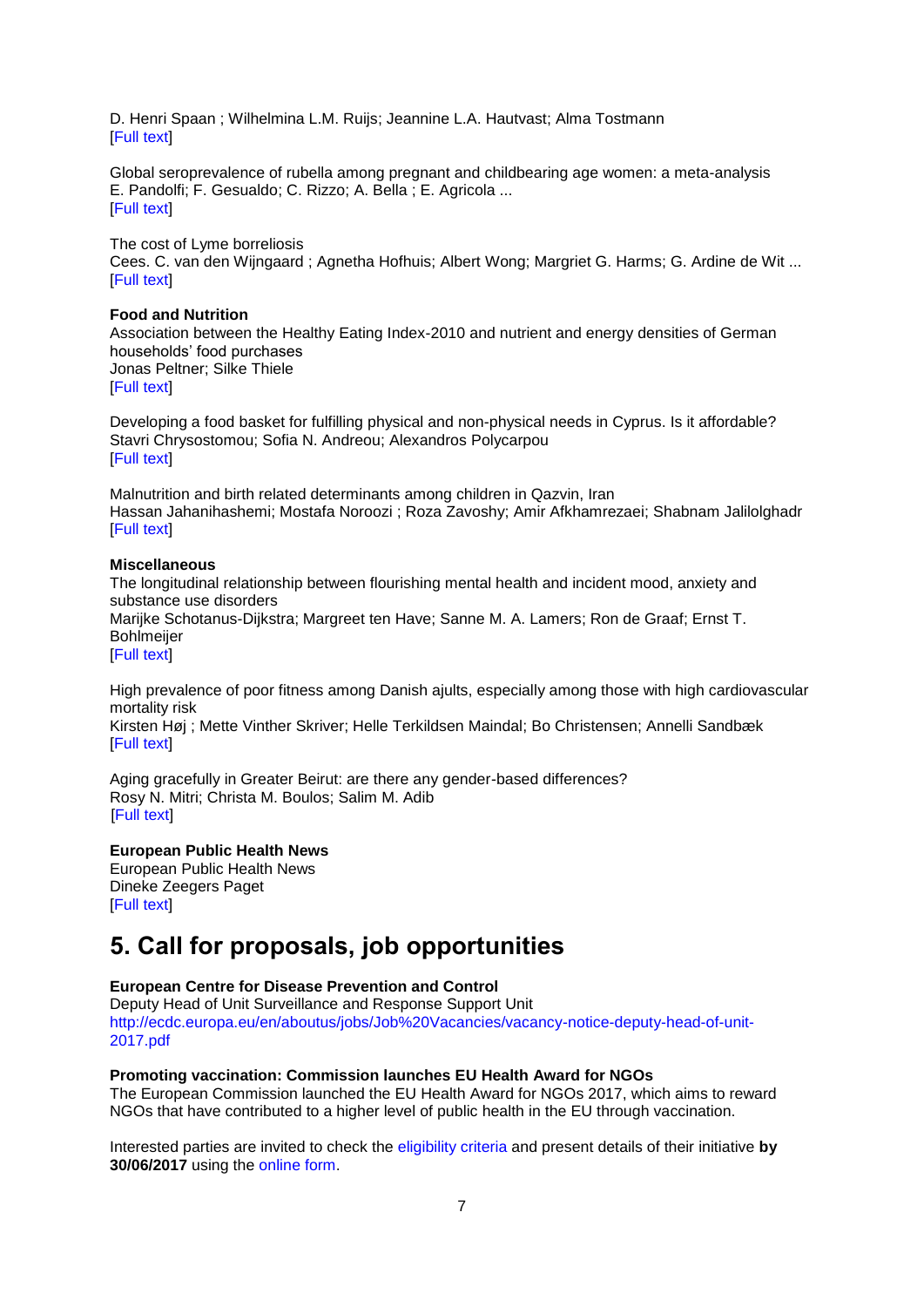D. Henri Spaan ; Wilhelmina L.M. Ruijs; Jeannine L.A. Hautvast; Alma Tostmann
[Full text]

Global seroprevalence of rubella among pregnant and childbearing age women: a meta-analysis
E. Pandolfi; F. Gesualdo; C. Rizzo; A. Bella ; E. Agricola ...
[Full text]

The cost of Lyme borreliosis
Cees. C. van den Wijngaard ; Agnetha Hofhuis; Albert Wong; Margriet G. Harms; G. Ardine de Wit ...
[Full text]

**Food and Nutrition**
Association between the Healthy Eating Index-2010 and nutrient and energy densities of German households' food purchases
Jonas Peltner; Silke Thiele
[Full text]

Developing a food basket for fulfilling physical and non-physical needs in Cyprus. Is it affordable?
Stavri Chrysostomou; Sofia N. Andreou; Alexandros Polycarpou
[Full text]

Malnutrition and birth related determinants among children in Qazvin, Iran
Hassan Jahanihashemi; Mostafa Noroozi ; Roza Zavoshy; Amir Afkhamrezaei; Shabnam Jalilolghadr
[Full text]

**Miscellaneous**
The longitudinal relationship between flourishing mental health and incident mood, anxiety and substance use disorders
Marijke Schotanus-Dijkstra; Margreet ten Have; Sanne M. A. Lamers; Ron de Graaf; Ernst T. Bohlmeijer
[Full text]

High prevalence of poor fitness among Danish ajults, especially among those with high cardiovascular mortality risk
Kirsten Høj ; Mette Vinther Skriver; Helle Terkildsen Maindal; Bo Christensen; Annelli Sandbæk
[Full text]

Aging gracefully in Greater Beirut: are there any gender-based differences?
Rosy N. Mitri; Christa M. Boulos; Salim M. Adib
[Full text]

**European Public Health News**
European Public Health News
Dineke Zeegers Paget
[Full text]

# 5. Call for proposals, job opportunities

**European Centre for Disease Prevention and Control**
Deputy Head of Unit Surveillance and Response Support Unit
http://ecdc.europa.eu/en/aboutus/jobs/Job%20Vacancies/vacancy-notice-deputy-head-of-unit-2017.pdf

**Promoting vaccination: Commission launches EU Health Award for NGOs**
The European Commission launched the EU Health Award for NGOs 2017, which aims to reward NGOs that have contributed to a higher level of public health in the EU through vaccination.

Interested parties are invited to check the eligibility criteria and present details of their initiative **by 30/06/2017** using the online form.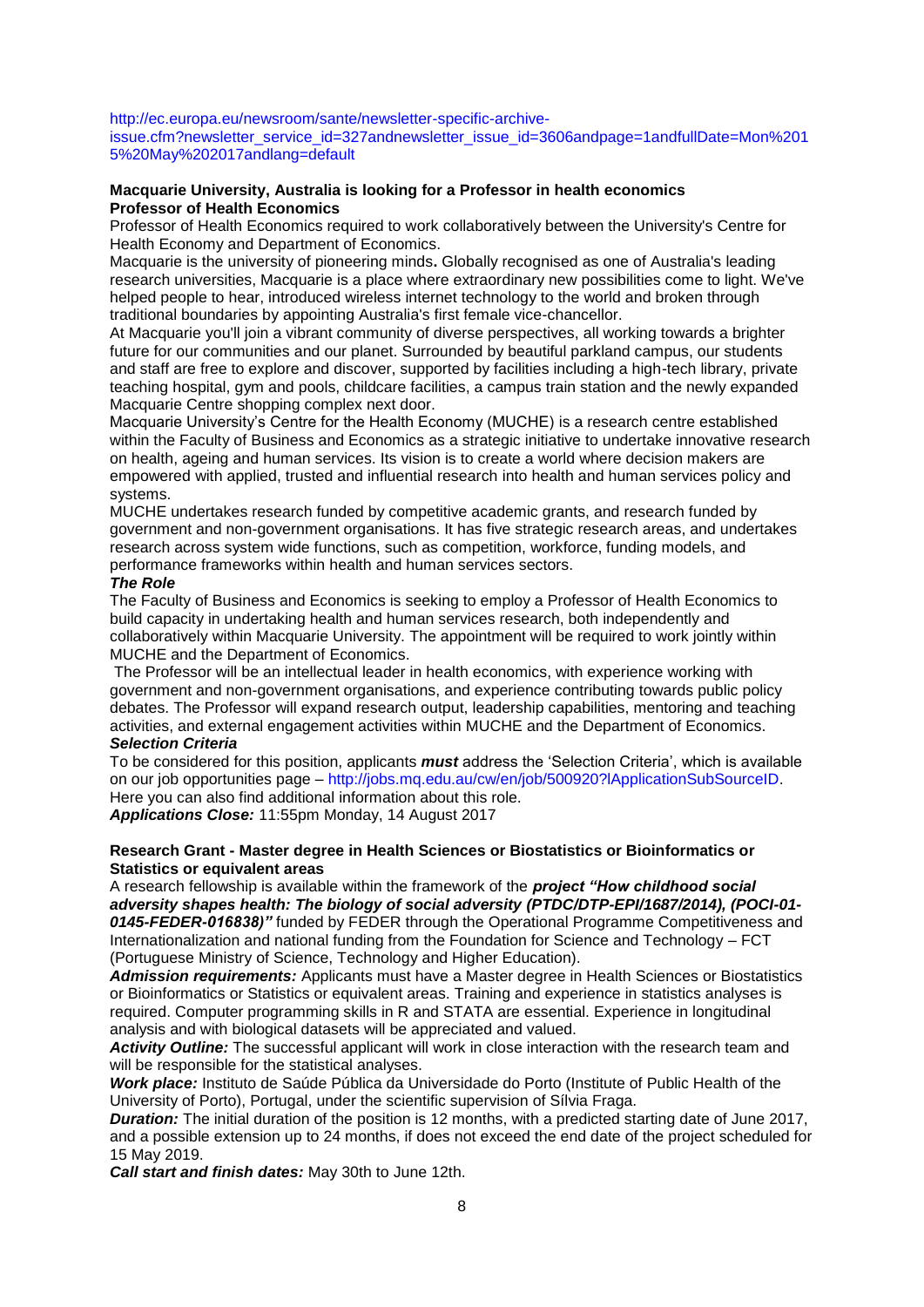http://ec.europa.eu/newsroom/sante/newsletter-specific-archive-issue.cfm?newsletter_service_id=327andnewsletter_issue_id=3606andpage=1andfullDate=Mon%2015%20May%202017andlang=default

**Macquarie University, Australia is looking for a Professor in health economics**
**Professor of Health Economics**

Professor of Health Economics required to work collaboratively between the University's Centre for Health Economy and Department of Economics.

Macquarie is the university of pioneering minds**.** Globally recognised as one of Australia's leading research universities, Macquarie is a place where extraordinary new possibilities come to light. We've helped people to hear, introduced wireless internet technology to the world and broken through traditional boundaries by appointing Australia's first female vice-chancellor.

At Macquarie you'll join a vibrant community of diverse perspectives, all working towards a brighter future for our communities and our planet. Surrounded by beautiful parkland campus, our students and staff are free to explore and discover, supported by facilities including a high-tech library, private teaching hospital, gym and pools, childcare facilities, a campus train station and the newly expanded Macquarie Centre shopping complex next door.

Macquarie University's Centre for the Health Economy (MUCHE) is a research centre established within the Faculty of Business and Economics as a strategic initiative to undertake innovative research on health, ageing and human services. Its vision is to create a world where decision makers are empowered with applied, trusted and influential research into health and human services policy and systems.

MUCHE undertakes research funded by competitive academic grants, and research funded by government and non-government organisations. It has five strategic research areas, and undertakes research across system wide functions, such as competition, workforce, funding models, and performance frameworks within health and human services sectors.

***The Role***

The Faculty of Business and Economics is seeking to employ a Professor of Health Economics to build capacity in undertaking health and human services research, both independently and collaboratively within Macquarie University. The appointment will be required to work jointly within MUCHE and the Department of Economics.

The Professor will be an intellectual leader in health economics, with experience working with government and non-government organisations, and experience contributing towards public policy debates. The Professor will expand research output, leadership capabilities, mentoring and teaching activities, and external engagement activities within MUCHE and the Department of Economics.

***Selection Criteria***

To be considered for this position, applicants ***must*** address the 'Selection Criteria', which is available on our job opportunities page – http://jobs.mq.edu.au/cw/en/job/500920?lApplicationSubSourceID. Here you can also find additional information about this role.

***Applications Close:*** 11:55pm Monday, 14 August 2017

**Research Grant - Master degree in Health Sciences or Biostatistics or Bioinformatics or Statistics or equivalent areas**

A research fellowship is available within the framework of the ***project "How childhood social adversity shapes health: The biology of social adversity (PTDC/DTP-EPI/1687/2014), (POCI-01-0145-FEDER-016838)"*** funded by FEDER through the Operational Programme Competitiveness and Internationalization and national funding from the Foundation for Science and Technology – FCT (Portuguese Ministry of Science, Technology and Higher Education).

***Admission requirements:*** Applicants must have a Master degree in Health Sciences or Biostatistics or Bioinformatics or Statistics or equivalent areas. Training and experience in statistics analyses is required. Computer programming skills in R and STATA are essential. Experience in longitudinal analysis and with biological datasets will be appreciated and valued.

***Activity Outline:*** The successful applicant will work in close interaction with the research team and will be responsible for the statistical analyses.

***Work place:*** Instituto de Saúde Pública da Universidade do Porto (Institute of Public Health of the University of Porto), Portugal, under the scientific supervision of Sílvia Fraga.

***Duration:*** The initial duration of the position is 12 months, with a predicted starting date of June 2017, and a possible extension up to 24 months, if does not exceed the end date of the project scheduled for 15 May 2019.

***Call start and finish dates:*** May 30th to June 12th.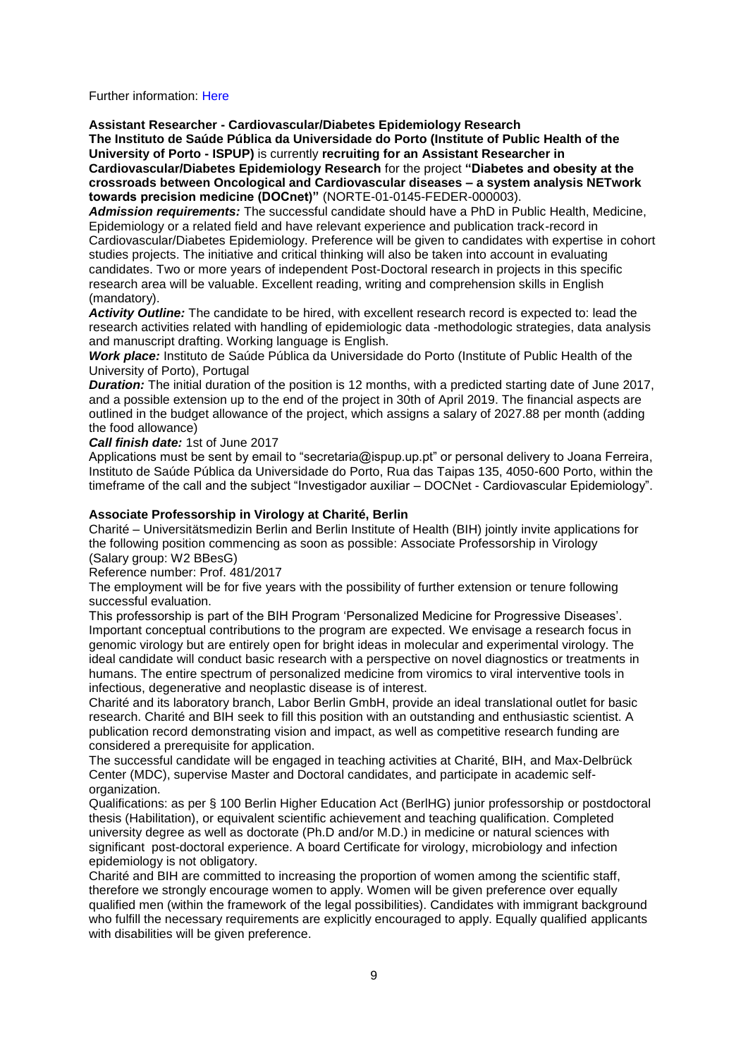Further information: Here

**Assistant Researcher - Cardiovascular/Diabetes Epidemiology Research**

**The Instituto de Saúde Pública da Universidade do Porto (Institute of Public Health of the University of Porto - ISPUP)** is currently **recruiting for an Assistant Researcher in Cardiovascular/Diabetes Epidemiology Research** for the project **"Diabetes and obesity at the crossroads between Oncological and Cardiovascular diseases – a system analysis NETwork towards precision medicine (DOCnet)"** (NORTE-01-0145-FEDER-000003).

***Admission requirements:*** The successful candidate should have a PhD in Public Health, Medicine, Epidemiology or a related field and have relevant experience and publication track-record in Cardiovascular/Diabetes Epidemiology. Preference will be given to candidates with expertise in cohort studies projects. The initiative and critical thinking will also be taken into account in evaluating candidates. Two or more years of independent Post-Doctoral research in projects in this specific research area will be valuable. Excellent reading, writing and comprehension skills in English (mandatory).

***Activity Outline:*** The candidate to be hired, with excellent research record is expected to: lead the research activities related with handling of epidemiologic data -methodologic strategies, data analysis and manuscript drafting. Working language is English.

***Work place:*** Instituto de Saúde Pública da Universidade do Porto (Institute of Public Health of the University of Porto), Portugal

***Duration:*** The initial duration of the position is 12 months, with a predicted starting date of June 2017, and a possible extension up to the end of the project in 30th of April 2019. The financial aspects are outlined in the budget allowance of the project, which assigns a salary of 2027.88 per month (adding the food allowance)

***Call finish date:*** 1st of June 2017

Applications must be sent by email to "secretaria@ispup.up.pt" or personal delivery to Joana Ferreira, Instituto de Saúde Pública da Universidade do Porto, Rua das Taipas 135, 4050-600 Porto, within the timeframe of the call and the subject "Investigador auxiliar – DOCNet - Cardiovascular Epidemiology".

**Associate Professorship in Virology at Charité, Berlin**

Charité – Universitätsmedizin Berlin and Berlin Institute of Health (BIH) jointly invite applications for the following position commencing as soon as possible: Associate Professorship in Virology (Salary group: W2 BBesG)

Reference number: Prof. 481/2017

The employment will be for five years with the possibility of further extension or tenure following successful evaluation.

This professorship is part of the BIH Program 'Personalized Medicine for Progressive Diseases'. Important conceptual contributions to the program are expected. We envisage a research focus in genomic virology but are entirely open for bright ideas in molecular and experimental virology. The ideal candidate will conduct basic research with a perspective on novel diagnostics or treatments in humans. The entire spectrum of personalized medicine from viromics to viral interventive tools in infectious, degenerative and neoplastic disease is of interest.

Charité and its laboratory branch, Labor Berlin GmbH, provide an ideal translational outlet for basic research. Charité and BIH seek to fill this position with an outstanding and enthusiastic scientist. A publication record demonstrating vision and impact, as well as competitive research funding are considered a prerequisite for application.

The successful candidate will be engaged in teaching activities at Charité, BIH, and Max-Delbrück Center (MDC), supervise Master and Doctoral candidates, and participate in academic self-organization.

Qualifications: as per § 100 Berlin Higher Education Act (BerlHG) junior professorship or postdoctoral thesis (Habilitation), or equivalent scientific achievement and teaching qualification. Completed university degree as well as doctorate (Ph.D and/or M.D.) in medicine or natural sciences with significant post-doctoral experience. A board Certificate for virology, microbiology and infection epidemiology is not obligatory.

Charité and BIH are committed to increasing the proportion of women among the scientific staff, therefore we strongly encourage women to apply. Women will be given preference over equally qualified men (within the framework of the legal possibilities). Candidates with immigrant background who fulfill the necessary requirements are explicitly encouraged to apply. Equally qualified applicants with disabilities will be given preference.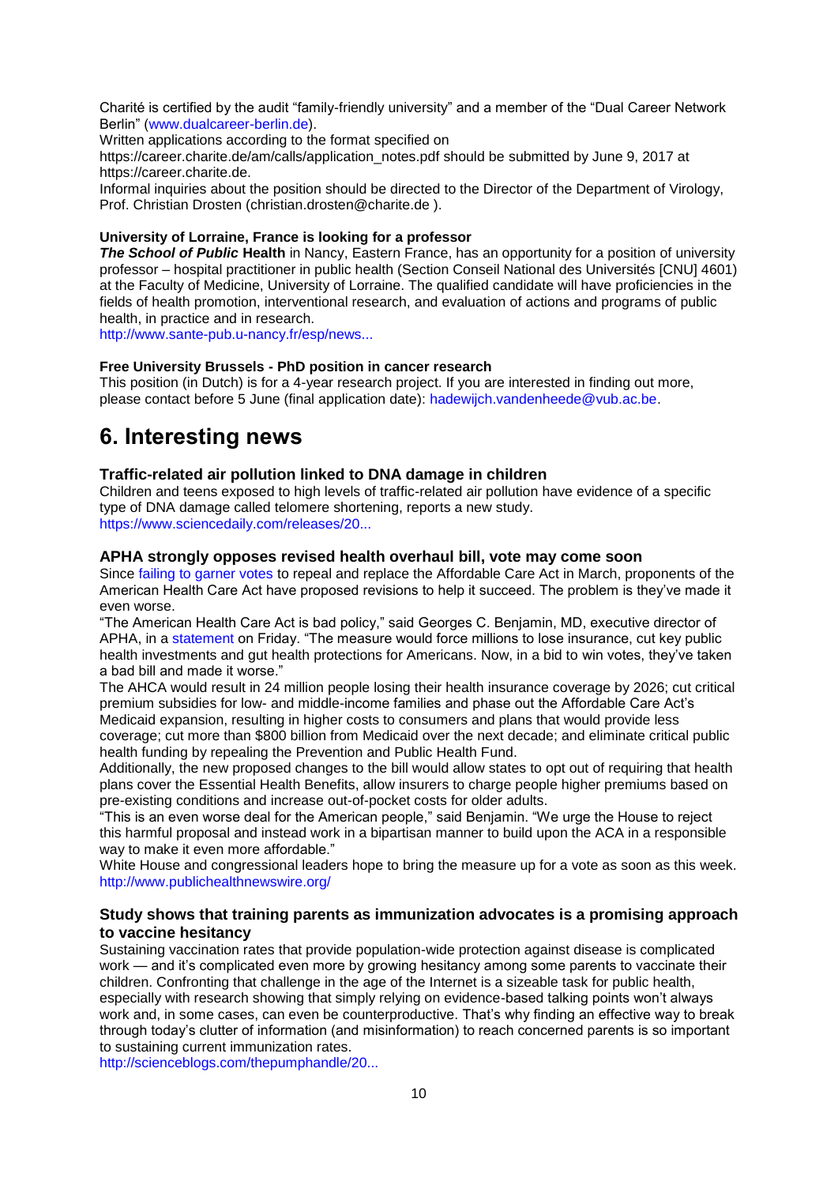Charité is certified by the audit “family-friendly university” and a member of the “Dual Career Network Berlin” (www.dualcareer-berlin.de).
Written applications according to the format specified on https://career.charite.de/am/calls/application_notes.pdf should be submitted by June 9, 2017 at https://career.charite.de.
Informal inquiries about the position should be directed to the Director of the Department of Virology, Prof. Christian Drosten (christian.drosten@charite.de ).

**University of Lorraine, France is looking for a professor**
***The School of Public*** **Health** in Nancy, Eastern France, has an opportunity for a position of university professor – hospital practitioner in public health (Section Conseil National des Universités [CNU] 4601) at the Faculty of Medicine, University of Lorraine. The qualified candidate will have proficiencies in the fields of health promotion, interventional research, and evaluation of actions and programs of public health, in practice and in research.
http://www.sante-pub.u-nancy.fr/esp/news...

**Free University Brussels - PhD position in cancer research**
This position (in Dutch) is for a 4-year research project. If you are interested in finding out more, please contact before 5 June (final application date): hadewijch.vandenheede@vub.ac.be.

# 6. Interesting news

### Traffic-related air pollution linked to DNA damage in children

Children and teens exposed to high levels of traffic-related air pollution have evidence of a specific type of DNA damage called telomere shortening, reports a new study.
https://www.sciencedaily.com/releases/20...

### APHA strongly opposes revised health overhaul bill, vote may come soon

Since failing to garner votes to repeal and replace the Affordable Care Act in March, proponents of the American Health Care Act have proposed revisions to help it succeed. The problem is they've made it even worse.
“The American Health Care Act is bad policy,” said Georges C. Benjamin, MD, executive director of APHA, in a statement on Friday. “The measure would force millions to lose insurance, cut key public health investments and gut health protections for Americans. Now, in a bid to win votes, they've taken a bad bill and made it worse.”
The AHCA would result in 24 million people losing their health insurance coverage by 2026; cut critical premium subsidies for low- and middle-income families and phase out the Affordable Care Act's Medicaid expansion, resulting in higher costs to consumers and plans that would provide less coverage; cut more than $800 billion from Medicaid over the next decade; and eliminate critical public health funding by repealing the Prevention and Public Health Fund.
Additionally, the new proposed changes to the bill would allow states to opt out of requiring that health plans cover the Essential Health Benefits, allow insurers to charge people higher premiums based on pre-existing conditions and increase out-of-pocket costs for older adults.
“This is an even worse deal for the American people,” said Benjamin. “We urge the House to reject this harmful proposal and instead work in a bipartisan manner to build upon the ACA in a responsible way to make it even more affordable.”
White House and congressional leaders hope to bring the measure up for a vote as soon as this week.
http://www.publichealthnewswire.org/

### Study shows that training parents as immunization advocates is a promising approach to vaccine hesitancy

Sustaining vaccination rates that provide population-wide protection against disease is complicated work — and it's complicated even more by growing hesitancy among some parents to vaccinate their children. Confronting that challenge in the age of the Internet is a sizeable task for public health, especially with research showing that simply relying on evidence-based talking points won't always work and, in some cases, can even be counterproductive. That's why finding an effective way to break through today's clutter of information (and misinformation) to reach concerned parents is so important to sustaining current immunization rates.
http://scienceblogs.com/thepumphandle/20...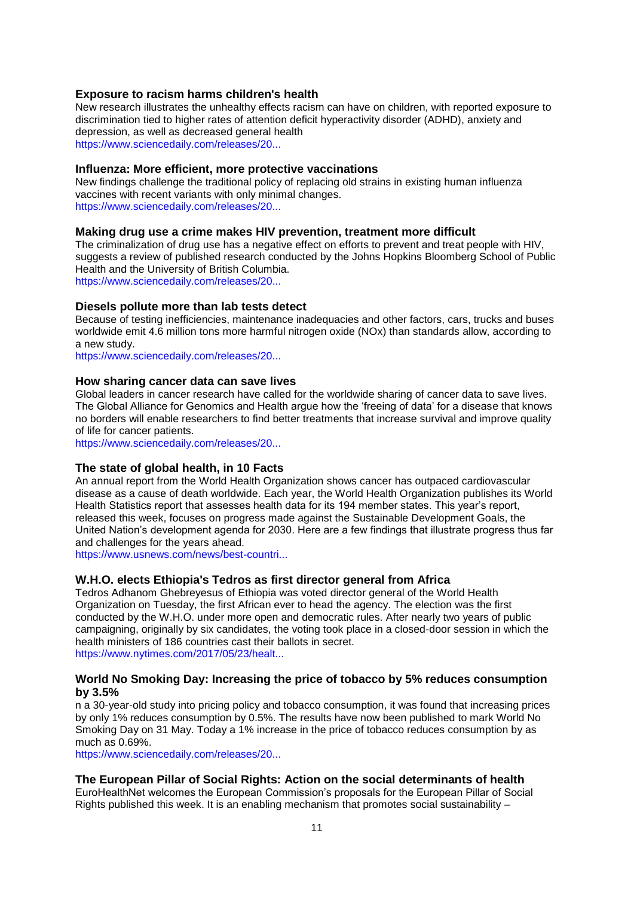### Exposure to racism harms children's health

New research illustrates the unhealthy effects racism can have on children, with reported exposure to discrimination tied to higher rates of attention deficit hyperactivity disorder (ADHD), anxiety and depression, as well as decreased general health
https://www.sciencedaily.com/releases/20...

### Influenza: More efficient, more protective vaccinations

New findings challenge the traditional policy of replacing old strains in existing human influenza vaccines with recent variants with only minimal changes.
https://www.sciencedaily.com/releases/20...

### Making drug use a crime makes HIV prevention, treatment more difficult

The criminalization of drug use has a negative effect on efforts to prevent and treat people with HIV, suggests a review of published research conducted by the Johns Hopkins Bloomberg School of Public Health and the University of British Columbia.
https://www.sciencedaily.com/releases/20...

### Diesels pollute more than lab tests detect

Because of testing inefficiencies, maintenance inadequacies and other factors, cars, trucks and buses worldwide emit 4.6 million tons more harmful nitrogen oxide (NOx) than standards allow, according to a new study.
https://www.sciencedaily.com/releases/20...

### How sharing cancer data can save lives

Global leaders in cancer research have called for the worldwide sharing of cancer data to save lives. The Global Alliance for Genomics and Health argue how the 'freeing of data' for a disease that knows no borders will enable researchers to find better treatments that increase survival and improve quality of life for cancer patients.
https://www.sciencedaily.com/releases/20...

### The state of global health, in 10 Facts

An annual report from the World Health Organization shows cancer has outpaced cardiovascular disease as a cause of death worldwide. Each year, the World Health Organization publishes its World Health Statistics report that assesses health data for its 194 member states. This year's report, released this week, focuses on progress made against the Sustainable Development Goals, the United Nation's development agenda for 2030. Here are a few findings that illustrate progress thus far and challenges for the years ahead.
https://www.usnews.com/news/best-countri...

### W.H.O. elects Ethiopia's Tedros as first director general from Africa

Tedros Adhanom Ghebreyesus of Ethiopia was voted director general of the World Health Organization on Tuesday, the first African ever to head the agency. The election was the first conducted by the W.H.O. under more open and democratic rules. After nearly two years of public campaigning, originally by six candidates, the voting took place in a closed-door session in which the health ministers of 186 countries cast their ballots in secret.
https://www.nytimes.com/2017/05/23/healt...

### World No Smoking Day: Increasing the price of tobacco by 5% reduces consumption by 3.5%

n a 30-year-old study into pricing policy and tobacco consumption, it was found that increasing prices by only 1% reduces consumption by 0.5%. The results have now been published to mark World No Smoking Day on 31 May. Today a 1% increase in the price of tobacco reduces consumption by as much as 0.69%.
https://www.sciencedaily.com/releases/20...

### The European Pillar of Social Rights: Action on the social determinants of health

EuroHealthNet welcomes the European Commission's proposals for the European Pillar of Social Rights published this week. It is an enabling mechanism that promotes social sustainability –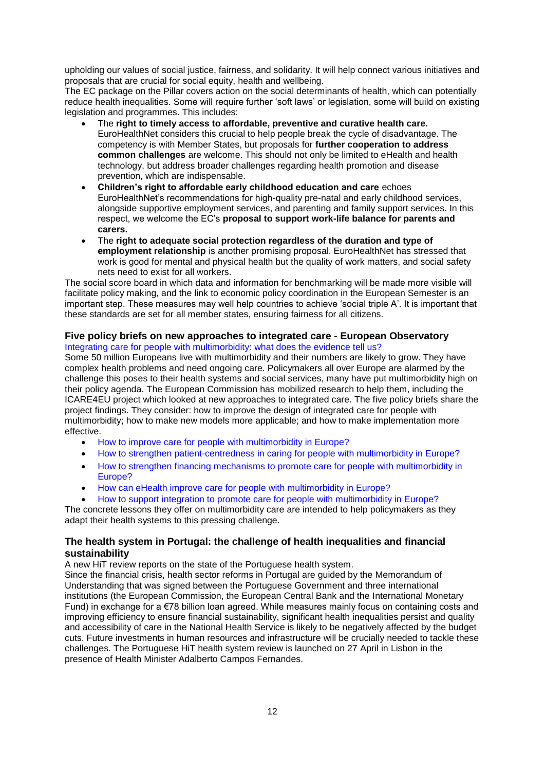upholding our values of social justice, fairness, and solidarity. It will help connect various initiatives and proposals that are crucial for social equity, health and wellbeing.
The EC package on the Pillar covers action on the social determinants of health, which can potentially reduce health inequalities. Some will require further 'soft laws' or legislation, some will build on existing legislation and programmes. This includes:

- The **right to timely access to affordable, preventive and curative health care.** EuroHealthNet considers this crucial to help people break the cycle of disadvantage. The competency is with Member States, but proposals for **further cooperation to address common challenges** are welcome. This should not only be limited to eHealth and health technology, but address broader challenges regarding health promotion and disease prevention, which are indispensable.
- **Children's right to affordable early childhood education and care** echoes EuroHealthNet's recommendations for high-quality pre-natal and early childhood services, alongside supportive employment services, and parenting and family support services. In this respect, we welcome the EC's **proposal to support work-life balance for parents and carers.**
- The **right to adequate social protection regardless of the duration and type of employment relationship** is another promising proposal. EuroHealthNet has stressed that work is good for mental and physical health but the quality of work matters, and social safety nets need to exist for all workers.

The social score board in which data and information for benchmarking will be made more visible will facilitate policy making, and the link to economic policy coordination in the European Semester is an important step. These measures may well help countries to achieve 'social triple A'. It is important that these standards are set for all member states, ensuring fairness for all citizens.

### Five policy briefs on new approaches to integrated care - European Observatory

Integrating care for people with multimorbidity: what does the evidence tell us?

Some 50 million Europeans live with multimorbidity and their numbers are likely to grow. They have complex health problems and need ongoing care. Policymakers all over Europe are alarmed by the challenge this poses to their health systems and social services, many have put multimorbidity high on their policy agenda. The European Commission has mobilized research to help them, including the ICARE4EU project which looked at new approaches to integrated care. The five policy briefs share the project findings. They consider: how to improve the design of integrated care for people with multimorbidity; how to make new models more applicable; and how to make implementation more effective.

- How to improve care for people with multimorbidity in Europe?
- How to strengthen patient-centredness in caring for people with multimorbidity in Europe?
- How to strengthen financing mechanisms to promote care for people with multimorbidity in Europe?
- How can eHealth improve care for people with multimorbidity in Europe?
- How to support integration to promote care for people with multimorbidity in Europe?

The concrete lessons they offer on multimorbidity care are intended to help policymakers as they adapt their health systems to this pressing challenge.

### The health system in Portugal: the challenge of health inequalities and financial sustainability

A new HiT review reports on the state of the Portuguese health system.
Since the financial crisis, health sector reforms in Portugal are guided by the Memorandum of Understanding that was signed between the Portuguese Government and three international institutions (the European Commission, the European Central Bank and the International Monetary Fund) in exchange for a €78 billion loan agreed. While measures mainly focus on containing costs and improving efficiency to ensure financial sustainability, significant health inequalities persist and quality and accessibility of care in the National Health Service is likely to be negatively affected by the budget cuts. Future investments in human resources and infrastructure will be crucially needed to tackle these challenges. The Portuguese HiT health system review is launched on 27 April in Lisbon in the presence of Health Minister Adalberto Campos Fernandes.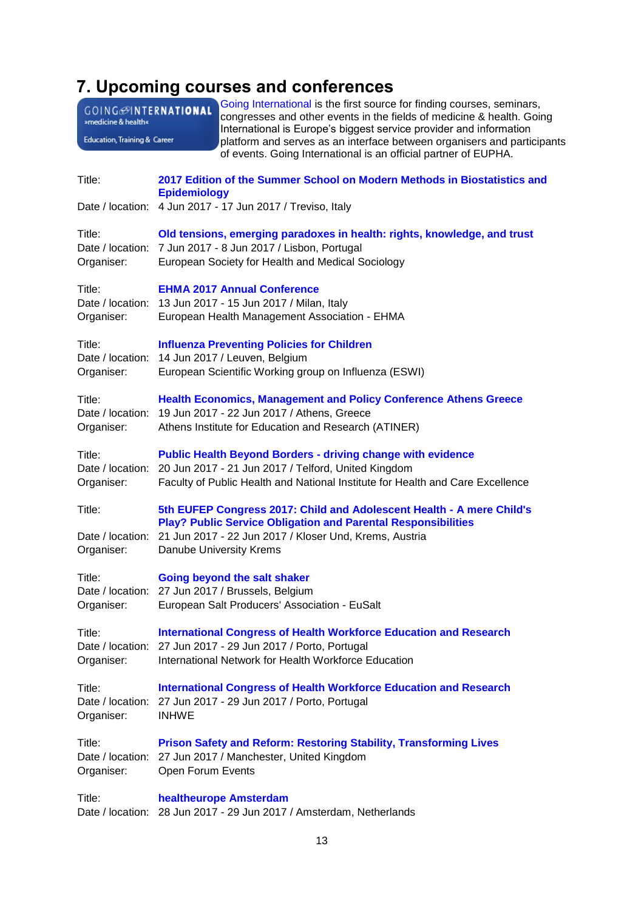## 7. Upcoming courses and conferences

Going International is the first source for finding courses, seminars, congresses and other events in the fields of medicine & health. Going International is Europe's biggest service provider and information platform and serves as an interface between organisers and participants of events. Going International is an official partner of EUPHA.

Title: **2017 Edition of the Summer School on Modern Methods in Biostatistics and Epidemiology**
Date / location: 4 Jun 2017 - 17 Jun 2017 / Treviso, Italy

Title: **Old tensions, emerging paradoxes in health: rights, knowledge, and trust**
Date / location: 7 Jun 2017 - 8 Jun 2017 / Lisbon, Portugal
Organiser: European Society for Health and Medical Sociology

Title: **EHMA 2017 Annual Conference**
Date / location: 13 Jun 2017 - 15 Jun 2017 / Milan, Italy
Organiser: European Health Management Association - EHMA

Title: **Influenza Preventing Policies for Children**
Date / location: 14 Jun 2017 / Leuven, Belgium
Organiser: European Scientific Working group on Influenza (ESWI)

Title: **Health Economics, Management and Policy Conference Athens Greece**
Date / location: 19 Jun 2017 - 22 Jun 2017 / Athens, Greece
Organiser: Athens Institute for Education and Research (ATINER)

Title: **Public Health Beyond Borders - driving change with evidence**
Date / location: 20 Jun 2017 - 21 Jun 2017 / Telford, United Kingdom
Organiser: Faculty of Public Health and National Institute for Health and Care Excellence

Title: **5th EUFEP Congress 2017: Child and Adolescent Health - A mere Child's Play? Public Service Obligation and Parental Responsibilities**
Date / location: 21 Jun 2017 - 22 Jun 2017 / Kloser Und, Krems, Austria
Organiser: Danube University Krems

Title: **Going beyond the salt shaker**
Date / location: 27 Jun 2017 / Brussels, Belgium
Organiser: European Salt Producers' Association - EuSalt

Title: **International Congress of Health Workforce Education and Research**
Date / location: 27 Jun 2017 - 29 Jun 2017 / Porto, Portugal
Organiser: International Network for Health Workforce Education

Title: **International Congress of Health Workforce Education and Research**
Date / location: 27 Jun 2017 - 29 Jun 2017 / Porto, Portugal
Organiser: INHWE

Title: **Prison Safety and Reform: Restoring Stability, Transforming Lives**
Date / location: 27 Jun 2017 / Manchester, United Kingdom
Organiser: Open Forum Events

Title: **healtheurope Amsterdam**
Date / location: 28 Jun 2017 - 29 Jun 2017 / Amsterdam, Netherlands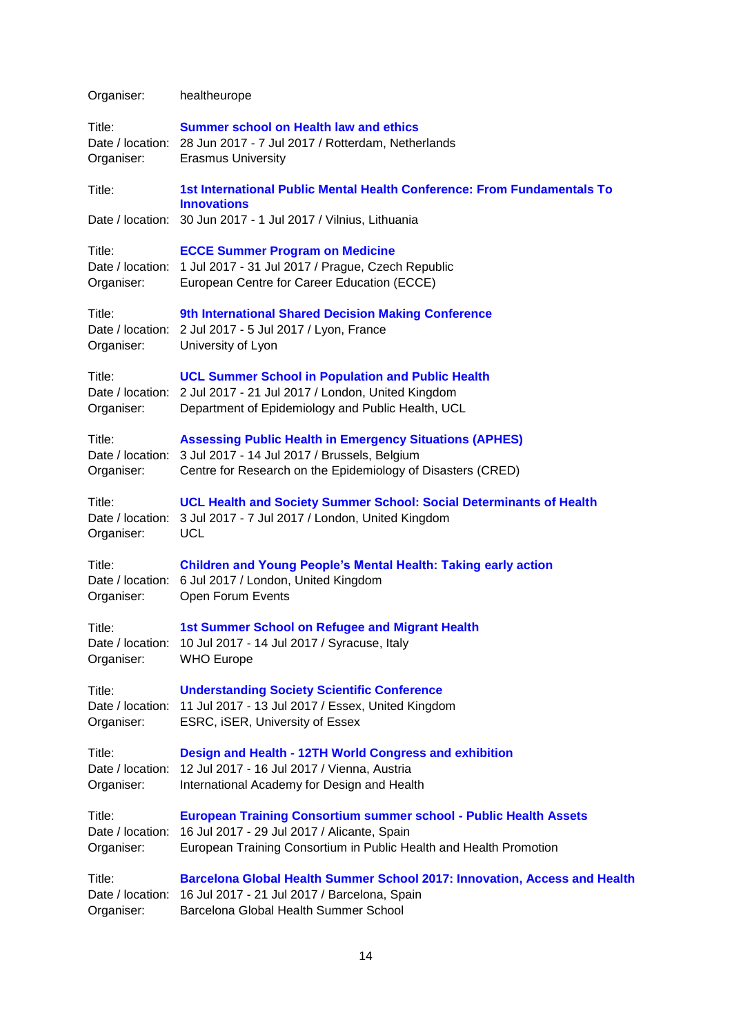Organiser: healtheurope

Title: **Summer school on Health law and ethics**
Date / location: 28 Jun 2017 - 7 Jul 2017 / Rotterdam, Netherlands
Organiser: Erasmus University

Title: **1st International Public Mental Health Conference: From Fundamentals To Innovations**
Date / location: 30 Jun 2017 - 1 Jul 2017 / Vilnius, Lithuania

Title: **ECCE Summer Program on Medicine**
Date / location: 1 Jul 2017 - 31 Jul 2017 / Prague, Czech Republic
Organiser: European Centre for Career Education (ECCE)

Title: **9th International Shared Decision Making Conference**
Date / location: 2 Jul 2017 - 5 Jul 2017 / Lyon, France
Organiser: University of Lyon

Title: **UCL Summer School in Population and Public Health**
Date / location: 2 Jul 2017 - 21 Jul 2017 / London, United Kingdom
Organiser: Department of Epidemiology and Public Health, UCL

Title: **Assessing Public Health in Emergency Situations (APHES)**
Date / location: 3 Jul 2017 - 14 Jul 2017 / Brussels, Belgium
Organiser: Centre for Research on the Epidemiology of Disasters (CRED)

Title: **UCL Health and Society Summer School: Social Determinants of Health**
Date / location: 3 Jul 2017 - 7 Jul 2017 / London, United Kingdom
Organiser: UCL

Title: **Children and Young People's Mental Health: Taking early action**
Date / location: 6 Jul 2017 / London, United Kingdom
Organiser: Open Forum Events

Title: **1st Summer School on Refugee and Migrant Health**
Date / location: 10 Jul 2017 - 14 Jul 2017 / Syracuse, Italy
Organiser: WHO Europe

Title: **Understanding Society Scientific Conference**
Date / location: 11 Jul 2017 - 13 Jul 2017 / Essex, United Kingdom
Organiser: ESRC, iSER, University of Essex

Title: **Design and Health - 12TH World Congress and exhibition**
Date / location: 12 Jul 2017 - 16 Jul 2017 / Vienna, Austria
Organiser: International Academy for Design and Health

Title: **European Training Consortium summer school - Public Health Assets**
Date / location: 16 Jul 2017 - 29 Jul 2017 / Alicante, Spain
Organiser: European Training Consortium in Public Health and Health Promotion

Title: **Barcelona Global Health Summer School 2017: Innovation, Access and Health**
Date / location: 16 Jul 2017 - 21 Jul 2017 / Barcelona, Spain
Organiser: Barcelona Global Health Summer School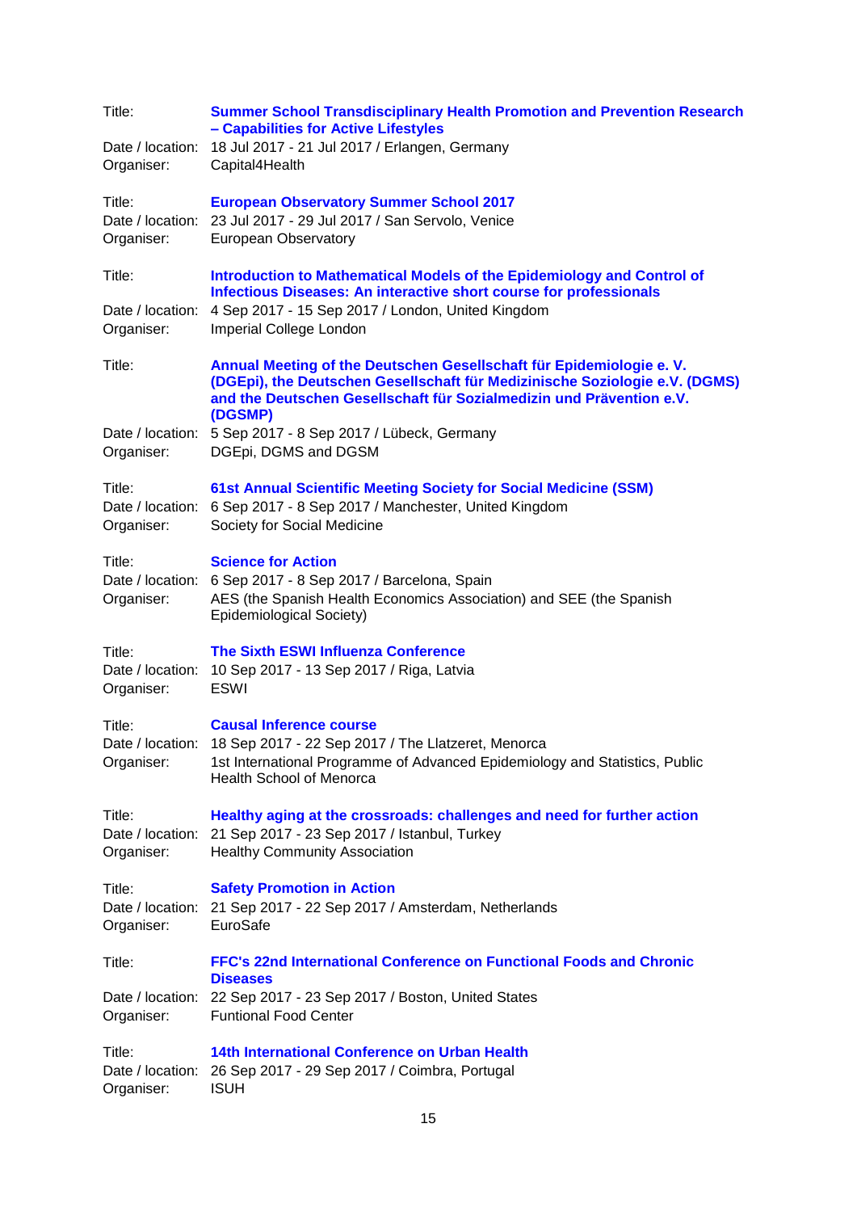Title: **Summer School Transdisciplinary Health Promotion and Prevention Research – Capabilities for Active Lifestyles**
Date / location: 18 Jul 2017 - 21 Jul 2017 / Erlangen, Germany
Organiser: Capital4Health

Title: **European Observatory Summer School 2017**
Date / location: 23 Jul 2017 - 29 Jul 2017 / San Servolo, Venice
Organiser: European Observatory

Title: **Introduction to Mathematical Models of the Epidemiology and Control of Infectious Diseases: An interactive short course for professionals**
Date / location: 4 Sep 2017 - 15 Sep 2017 / London, United Kingdom
Organiser: Imperial College London

Title: **Annual Meeting of the Deutschen Gesellschaft für Epidemiologie e. V. (DGEpi), the Deutschen Gesellschaft für Medizinische Soziologie e.V. (DGMS) and the Deutschen Gesellschaft für Sozialmedizin und Prävention e.V. (DGSMP)**
Date / location: 5 Sep 2017 - 8 Sep 2017 / Lübeck, Germany
Organiser: DGEpi, DGMS and DGSM

Title: **61st Annual Scientific Meeting Society for Social Medicine (SSM)**
Date / location: 6 Sep 2017 - 8 Sep 2017 / Manchester, United Kingdom
Organiser: Society for Social Medicine

Title: **Science for Action**
Date / location: 6 Sep 2017 - 8 Sep 2017 / Barcelona, Spain
Organiser: AES (the Spanish Health Economics Association) and SEE (the Spanish Epidemiological Society)

Title: **The Sixth ESWI Influenza Conference**
Date / location: 10 Sep 2017 - 13 Sep 2017 / Riga, Latvia
Organiser: ESWI

Title: **Causal Inference course**
Date / location: 18 Sep 2017 - 22 Sep 2017 / The Llatzeret, Menorca
Organiser: 1st International Programme of Advanced Epidemiology and Statistics, Public Health School of Menorca

Title: **Healthy aging at the crossroads: challenges and need for further action**
Date / location: 21 Sep 2017 - 23 Sep 2017 / Istanbul, Turkey
Organiser: Healthy Community Association

Title: **Safety Promotion in Action**
Date / location: 21 Sep 2017 - 22 Sep 2017 / Amsterdam, Netherlands
Organiser: EuroSafe

Title: **FFC's 22nd International Conference on Functional Foods and Chronic Diseases**
Date / location: 22 Sep 2017 - 23 Sep 2017 / Boston, United States
Organiser: Funtional Food Center

Title: **14th International Conference on Urban Health**
Date / location: 26 Sep 2017 - 29 Sep 2017 / Coimbra, Portugal
Organiser: ISUH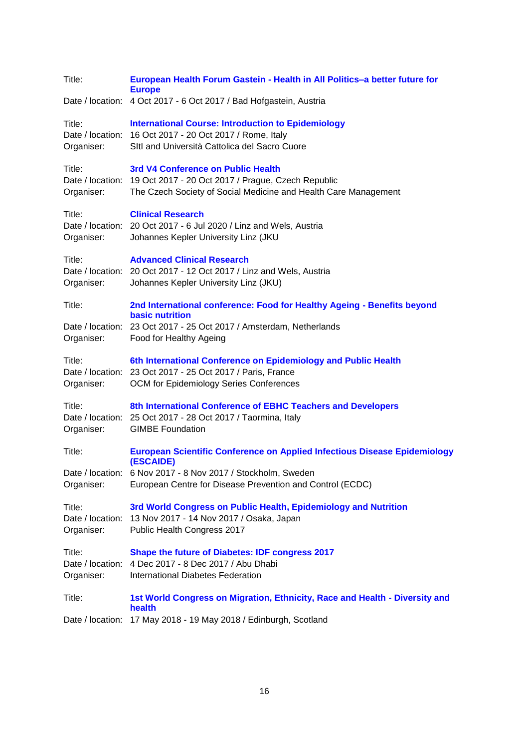Title: **European Health Forum Gastein - Health in All Politics–a better future for Europe**
Date / location: 4 Oct 2017 - 6 Oct 2017 / Bad Hofgastein, Austria

Title: **International Course: Introduction to Epidemiology**
Date / location: 16 Oct 2017 - 20 Oct 2017 / Rome, Italy
Organiser: SItI and Università Cattolica del Sacro Cuore

Title: **3rd V4 Conference on Public Health**
Date / location: 19 Oct 2017 - 20 Oct 2017 / Prague, Czech Republic
Organiser: The Czech Society of Social Medicine and Health Care Management

Title: **Clinical Research**
Date / location: 20 Oct 2017 - 6 Jul 2020 / Linz and Wels, Austria
Organiser: Johannes Kepler University Linz (JKU

Title: **Advanced Clinical Research**
Date / location: 20 Oct 2017 - 12 Oct 2017 / Linz and Wels, Austria
Organiser: Johannes Kepler University Linz (JKU)

Title: **2nd International conference: Food for Healthy Ageing - Benefits beyond basic nutrition**
Date / location: 23 Oct 2017 - 25 Oct 2017 / Amsterdam, Netherlands
Organiser: Food for Healthy Ageing

Title: **6th International Conference on Epidemiology and Public Health**
Date / location: 23 Oct 2017 - 25 Oct 2017 / Paris, France
Organiser: OCM for Epidemiology Series Conferences

Title: **8th International Conference of EBHC Teachers and Developers**
Date / location: 25 Oct 2017 - 28 Oct 2017 / Taormina, Italy
Organiser: GIMBE Foundation

Title: **European Scientific Conference on Applied Infectious Disease Epidemiology (ESCAIDE)**
Date / location: 6 Nov 2017 - 8 Nov 2017 / Stockholm, Sweden
Organiser: European Centre for Disease Prevention and Control (ECDC)

Title: **3rd World Congress on Public Health, Epidemiology and Nutrition**
Date / location: 13 Nov 2017 - 14 Nov 2017 / Osaka, Japan
Organiser: Public Health Congress 2017

Title: **Shape the future of Diabetes: IDF congress 2017**
Date / location: 4 Dec 2017 - 8 Dec 2017 / Abu Dhabi
Organiser: International Diabetes Federation

Title: **1st World Congress on Migration, Ethnicity, Race and Health - Diversity and health**
Date / location: 17 May 2018 - 19 May 2018 / Edinburgh, Scotland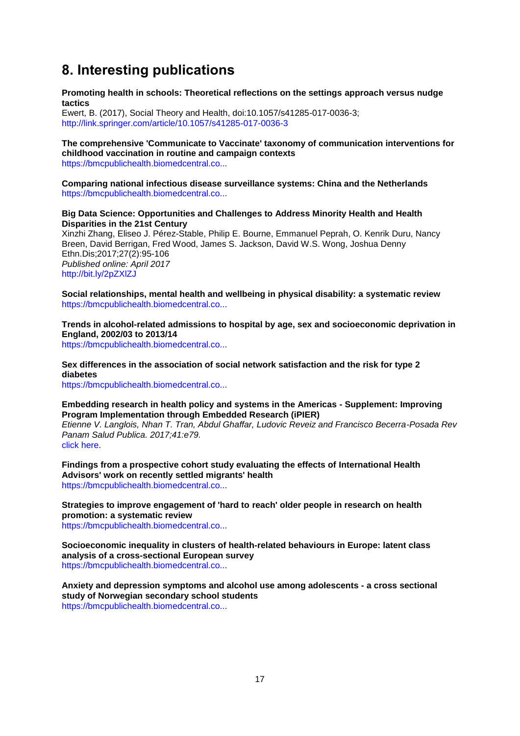# 8. Interesting publications

**Promoting health in schools: Theoretical reflections on the settings approach versus nudge tactics**
Ewert, B. (2017), Social Theory and Health, doi:10.1057/s41285-017-0036-3;
http://link.springer.com/article/10.1057/s41285-017-0036-3

**The comprehensive 'Communicate to Vaccinate' taxonomy of communication interventions for childhood vaccination in routine and campaign contexts**
https://bmcpublichealth.biomedcentral.co...

**Comparing national infectious disease surveillance systems: China and the Netherlands**
https://bmcpublichealth.biomedcentral.co...

**Big Data Science: Opportunities and Challenges to Address Minority Health and Health Disparities in the 21st Century**
Xinzhi Zhang, Eliseo J. Pérez-Stable, Philip E. Bourne, Emmanuel Peprah, O. Kenrik Duru, Nancy Breen, David Berrigan, Fred Wood, James S. Jackson, David W.S. Wong, Joshua Denny
Ethn.Dis;2017;27(2):95-106
*Published online: April 2017*
http://bit.ly/2pZXlZJ

**Social relationships, mental health and wellbeing in physical disability: a systematic review**
https://bmcpublichealth.biomedcentral.co...

**Trends in alcohol-related admissions to hospital by age, sex and socioeconomic deprivation in England, 2002/03 to 2013/14**
https://bmcpublichealth.biomedcentral.co...

**Sex differences in the association of social network satisfaction and the risk for type 2 diabetes**
https://bmcpublichealth.biomedcentral.co...

**Embedding research in health policy and systems in the Americas - Supplement: Improving Program Implementation through Embedded Research (iPIER)**
*Etienne V. Langlois, Nhan T. Tran, Abdul Ghaffar, Ludovic Reveiz and Francisco Becerra-Posada Rev Panam Salud Publica. 2017;41:e79.*
click here.

**Findings from a prospective cohort study evaluating the effects of International Health Advisors' work on recently settled migrants' health**
https://bmcpublichealth.biomedcentral.co...

**Strategies to improve engagement of 'hard to reach' older people in research on health promotion: a systematic review**
https://bmcpublichealth.biomedcentral.co...

**Socioeconomic inequality in clusters of health-related behaviours in Europe: latent class analysis of a cross-sectional European survey**
https://bmcpublichealth.biomedcentral.co...

**Anxiety and depression symptoms and alcohol use among adolescents - a cross sectional study of Norwegian secondary school students**
https://bmcpublichealth.biomedcentral.co...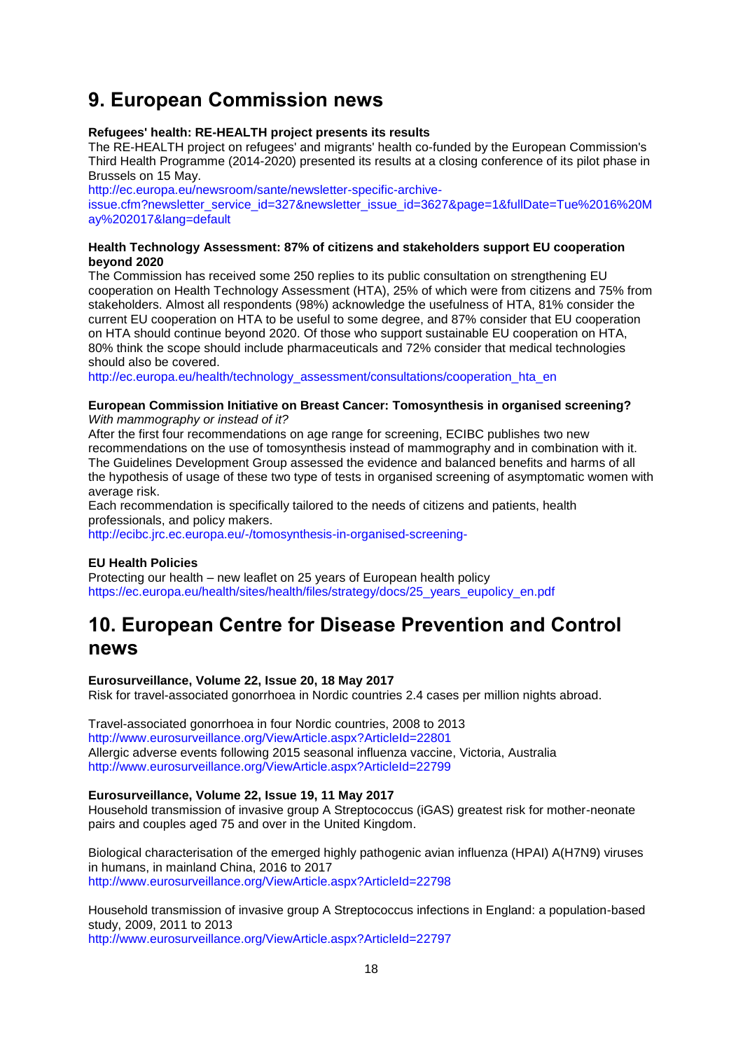## 9. European Commission news

**Refugees' health: RE-HEALTH project presents its results**

The RE-HEALTH project on refugees' and migrants' health co-funded by the European Commission's Third Health Programme (2014-2020) presented its results at a closing conference of its pilot phase in Brussels on 15 May.
http://ec.europa.eu/newsroom/sante/newsletter-specific-archive-issue.cfm?newsletter_service_id=327&newsletter_issue_id=3627&page=1&fullDate=Tue%2016%20May%202017&lang=default

**Health Technology Assessment: 87% of citizens and stakeholders support EU cooperation beyond 2020**

The Commission has received some 250 replies to its public consultation on strengthening EU cooperation on Health Technology Assessment (HTA), 25% of which were from citizens and 75% from stakeholders. Almost all respondents (98%) acknowledge the usefulness of HTA, 81% consider the current EU cooperation on HTA to be useful to some degree, and 87% consider that EU cooperation on HTA should continue beyond 2020. Of those who support sustainable EU cooperation on HTA, 80% think the scope should include pharmaceuticals and 72% consider that medical technologies should also be covered.
http://ec.europa.eu/health/technology_assessment/consultations/cooperation_hta_en

**European Commission Initiative on Breast Cancer: Tomosynthesis in organised screening?**
*With mammography or instead of it?*

After the first four recommendations on age range for screening, ECIBC publishes two new recommendations on the use of tomosynthesis instead of mammography and in combination with it. The Guidelines Development Group assessed the evidence and balanced benefits and harms of all the hypothesis of usage of these two type of tests in organised screening of asymptomatic women with average risk.
Each recommendation is specifically tailored to the needs of citizens and patients, health professionals, and policy makers.
http://ecibc.jrc.ec.europa.eu/-/tomosynthesis-in-organised-screening-

**EU Health Policies**

Protecting our health – new leaflet on 25 years of European health policy
https://ec.europa.eu/health/sites/health/files/strategy/docs/25_years_eupolicy_en.pdf

## 10. European Centre for Disease Prevention and Control news

**Eurosurveillance, Volume 22, Issue 20, 18 May 2017**

Risk for travel-associated gonorrhoea in Nordic countries 2.4 cases per million nights abroad.

Travel-associated gonorrhoea in four Nordic countries, 2008 to 2013
http://www.eurosurveillance.org/ViewArticle.aspx?ArticleId=22801
Allergic adverse events following 2015 seasonal influenza vaccine, Victoria, Australia
http://www.eurosurveillance.org/ViewArticle.aspx?ArticleId=22799

**Eurosurveillance, Volume 22, Issue 19, 11 May 2017**

Household transmission of invasive group A Streptococcus (iGAS) greatest risk for mother-neonate pairs and couples aged 75 and over in the United Kingdom.

Biological characterisation of the emerged highly pathogenic avian influenza (HPAI) A(H7N9) viruses in humans, in mainland China, 2016 to 2017
http://www.eurosurveillance.org/ViewArticle.aspx?ArticleId=22798

Household transmission of invasive group A Streptococcus infections in England: a population-based study, 2009, 2011 to 2013
http://www.eurosurveillance.org/ViewArticle.aspx?ArticleId=22797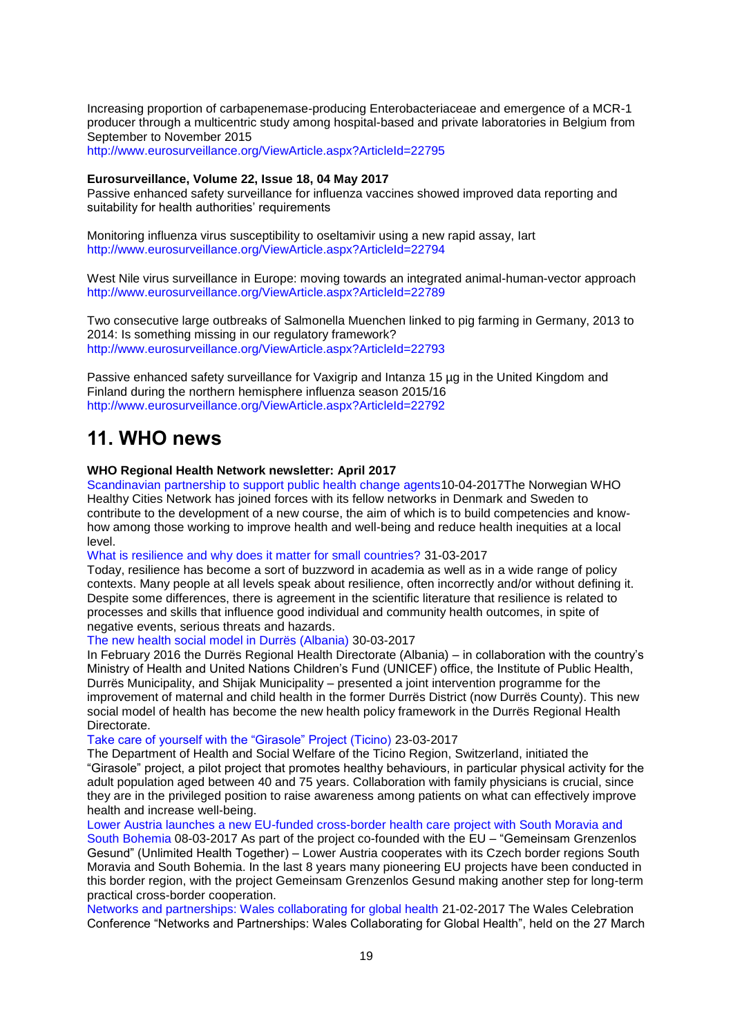Increasing proportion of carbapenemase-producing Enterobacteriaceae and emergence of a MCR-1 producer through a multicentric study among hospital-based and private laboratories in Belgium from September to November 2015
http://www.eurosurveillance.org/ViewArticle.aspx?ArticleId=22795

**Eurosurveillance, Volume 22, Issue 18, 04 May 2017**
Passive enhanced safety surveillance for influenza vaccines showed improved data reporting and suitability for health authorities' requirements

Monitoring influenza virus susceptibility to oseltamivir using a new rapid assay, Iart
http://www.eurosurveillance.org/ViewArticle.aspx?ArticleId=22794

West Nile virus surveillance in Europe: moving towards an integrated animal-human-vector approach
http://www.eurosurveillance.org/ViewArticle.aspx?ArticleId=22789

Two consecutive large outbreaks of Salmonella Muenchen linked to pig farming in Germany, 2013 to 2014: Is something missing in our regulatory framework?
http://www.eurosurveillance.org/ViewArticle.aspx?ArticleId=22793

Passive enhanced safety surveillance for Vaxigrip and Intanza 15 µg in the United Kingdom and Finland during the northern hemisphere influenza season 2015/16
http://www.eurosurveillance.org/ViewArticle.aspx?ArticleId=22792

# 11. WHO news

**WHO Regional Health Network newsletter: April 2017**
Scandinavian partnership to support public health change agents10-04-2017The Norwegian WHO Healthy Cities Network has joined forces with its fellow networks in Denmark and Sweden to contribute to the development of a new course, the aim of which is to build competencies and know-how among those working to improve health and well-being and reduce health inequities at a local level.
What is resilience and why does it matter for small countries? 31-03-2017
Today, resilience has become a sort of buzzword in academia as well as in a wide range of policy contexts. Many people at all levels speak about resilience, often incorrectly and/or without defining it. Despite some differences, there is agreement in the scientific literature that resilience is related to processes and skills that influence good individual and community health outcomes, in spite of negative events, serious threats and hazards.
The new health social model in Durrës (Albania) 30-03-2017
In February 2016 the Durrës Regional Health Directorate (Albania) – in collaboration with the country's Ministry of Health and United Nations Children's Fund (UNICEF) office, the Institute of Public Health, Durrës Municipality, and Shijak Municipality – presented a joint intervention programme for the improvement of maternal and child health in the former Durrës District (now Durrës County). This new social model of health has become the new health policy framework in the Durrës Regional Health Directorate.
Take care of yourself with the "Girasole" Project (Ticino) 23-03-2017
The Department of Health and Social Welfare of the Ticino Region, Switzerland, initiated the "Girasole" project, a pilot project that promotes healthy behaviours, in particular physical activity for the adult population aged between 40 and 75 years. Collaboration with family physicians is crucial, since they are in the privileged position to raise awareness among patients on what can effectively improve health and increase well-being.
Lower Austria launches a new EU-funded cross-border health care project with South Moravia and South Bohemia 08-03-2017 As part of the project co-founded with the EU – "Gemeinsam Grenzenlos Gesund" (Unlimited Health Together) – Lower Austria cooperates with its Czech border regions South Moravia and South Bohemia. In the last 8 years many pioneering EU projects have been conducted in this border region, with the project Gemeinsam Grenzenlos Gesund making another step for long-term practical cross-border cooperation.
Networks and partnerships: Wales collaborating for global health 21-02-2017 The Wales Celebration Conference "Networks and Partnerships: Wales Collaborating for Global Health", held on the 27 March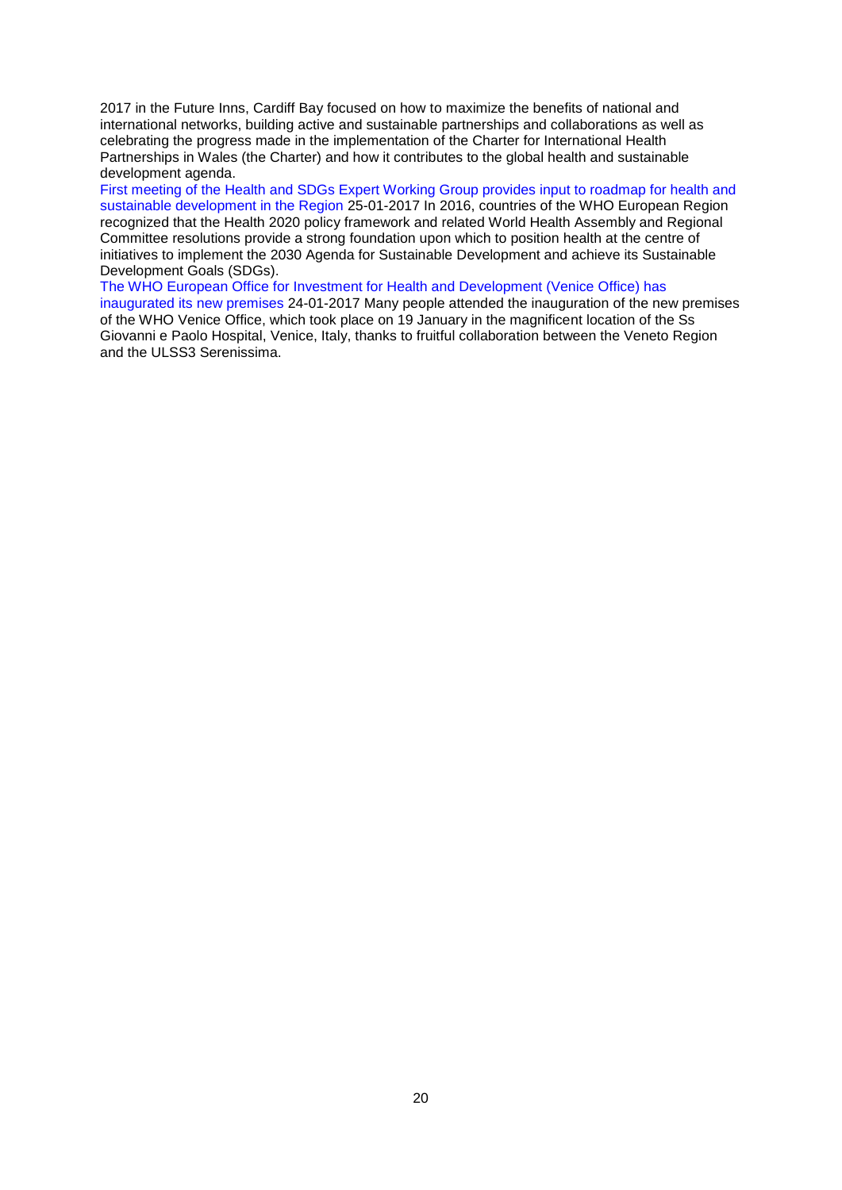2017 in the Future Inns, Cardiff Bay focused on how to maximize the benefits of national and international networks, building active and sustainable partnerships and collaborations as well as celebrating the progress made in the implementation of the Charter for International Health Partnerships in Wales (the Charter) and how it contributes to the global health and sustainable development agenda.

First meeting of the Health and SDGs Expert Working Group provides input to roadmap for health and sustainable development in the Region 25-01-2017 In 2016, countries of the WHO European Region recognized that the Health 2020 policy framework and related World Health Assembly and Regional Committee resolutions provide a strong foundation upon which to position health at the centre of initiatives to implement the 2030 Agenda for Sustainable Development and achieve its Sustainable Development Goals (SDGs).

The WHO European Office for Investment for Health and Development (Venice Office) has inaugurated its new premises 24-01-2017 Many people attended the inauguration of the new premises of the WHO Venice Office, which took place on 19 January in the magnificent location of the Ss Giovanni e Paolo Hospital, Venice, Italy, thanks to fruitful collaboration between the Veneto Region and the ULSS3 Serenissima.